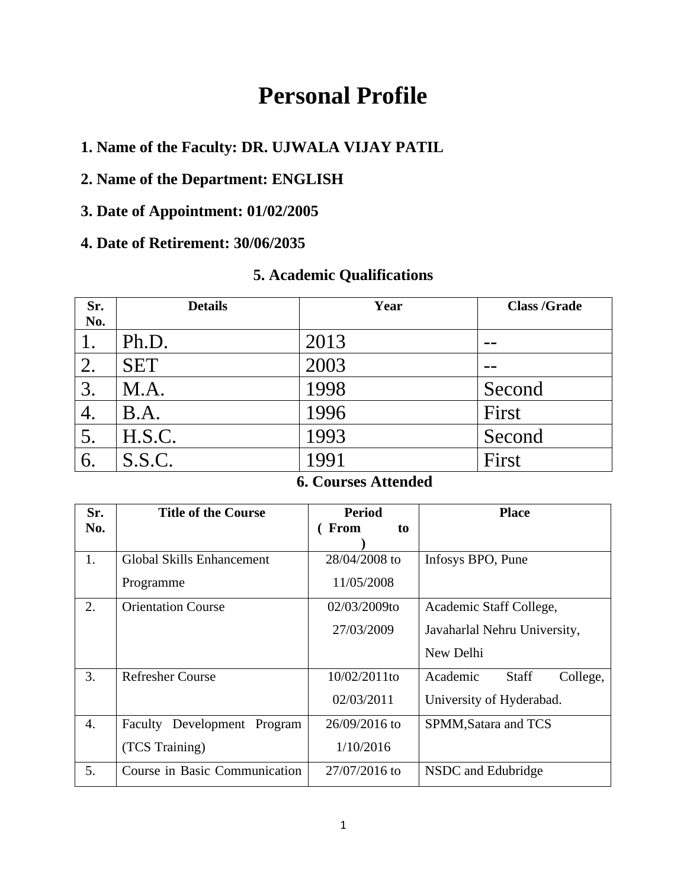# Personal Profile

**1. Name of the Faculty: DR. UJWALA VIJAY PATIL**

**2. Name of the Department: ENGLISH**

**3. Date of Appointment: 01/02/2005**

**4. Date of Retirement: 30/06/2035**

## 5. Academic Qualifications

| Sr. No. | Details | Year | Class /Grade |
|---|---|---|---|
| 1. | Ph.D. | 2013 | -- |
| 2. | SET | 2003 | -- |
| 3. | M.A. | 1998 | Second |
| 4. | B.A. | 1996 | First |
| 5. | H.S.C. | 1993 | Second |
| 6. | S.S.C. | 1991 | First |

## 6. Courses Attended

| Sr. No. | Title of the Course | Period ( From to ) | Place |
|---|---|---|---|
| 1. | Global Skills Enhancement Programme | 28/04/2008 to 11/05/2008 | Infosys BPO, Pune |
| 2. | Orientation Course | 02/03/2009to 27/03/2009 | Academic Staff College, Javaharlal Nehru University, New Delhi |
| 3. | Refresher Course | 10/02/2011to 02/03/2011 | Academic Staff College, University of Hyderabad. |
| 4. | Faculty Development Program (TCS Training) | 26/09/2016 to 1/10/2016 | SPMM,Satara and TCS |
| 5. | Course in Basic Communication | 27/07/2016 to | NSDC and Edubridge |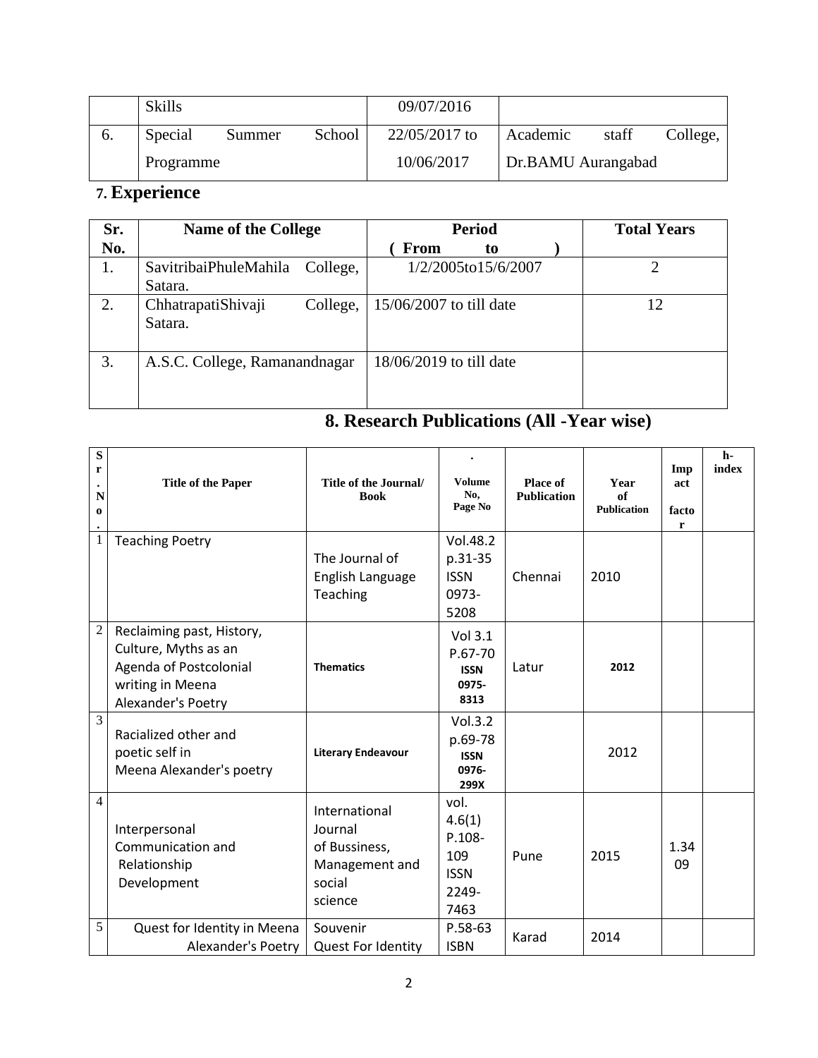| | Skills | 09/07/2016 | |
|---|---|---|---|
| 6. | Special Summer School Programme | 22/05/2017 to 10/06/2017 | Academic staff College, Dr.BAMU Aurangabad |

## 7. Experience

| Sr. No. | Name of the College | Period ( From to ) | Total Years |
|---|---|---|---|
| 1. | SavitribaiPhuleMahila College, Satara. | 1/2/2005to15/6/2007 | 2 |
| 2. | ChhatrapatiShivaji College, Satara. | 15/06/2007 to till date | 12 |
| 3. | A.S.C. College, Ramanandnagar | 18/06/2019 to till date | |

## 8. Research Publications (All -Year wise)

| Sr. No. | Title of the Paper | Title of the Journal/ Book | . Volume No, Page No | Place of Publication | Year of Publication | Impact factor | h-index |
|---|---|---|---|---|---|---|---|
| 1 | Teaching Poetry | The Journal of English Language Teaching | Vol.48.2 p.31-35 ISSN 0973-5208 | Chennai | 2010 | | |
| 2 | Reclaiming past, History, Culture, Myths as an Agenda of Postcolonial writing in Meena Alexander's Poetry | **Thematics** | Vol 3.1 P.67-70 **ISSN 0975-8313** | Latur | **2012** | | |
| 3 | Racialized other and poetic self in Meena Alexander's poetry | **Literary Endeavour** | Vol.3.2 p.69-78 **ISSN 0976-299X** | | 2012 | | |
| 4 | Interpersonal Communication and Relationship Development | International Journal of Bussiness, Management and social science | vol. 4.6(1) P.108-109 ISSN 2249-7463 | Pune | 2015 | 1.3409 | |
| 5 | Quest for Identity in Meena Alexander's Poetry | Souvenir Quest For Identity | P.58-63 ISBN | Karad | 2014 | | |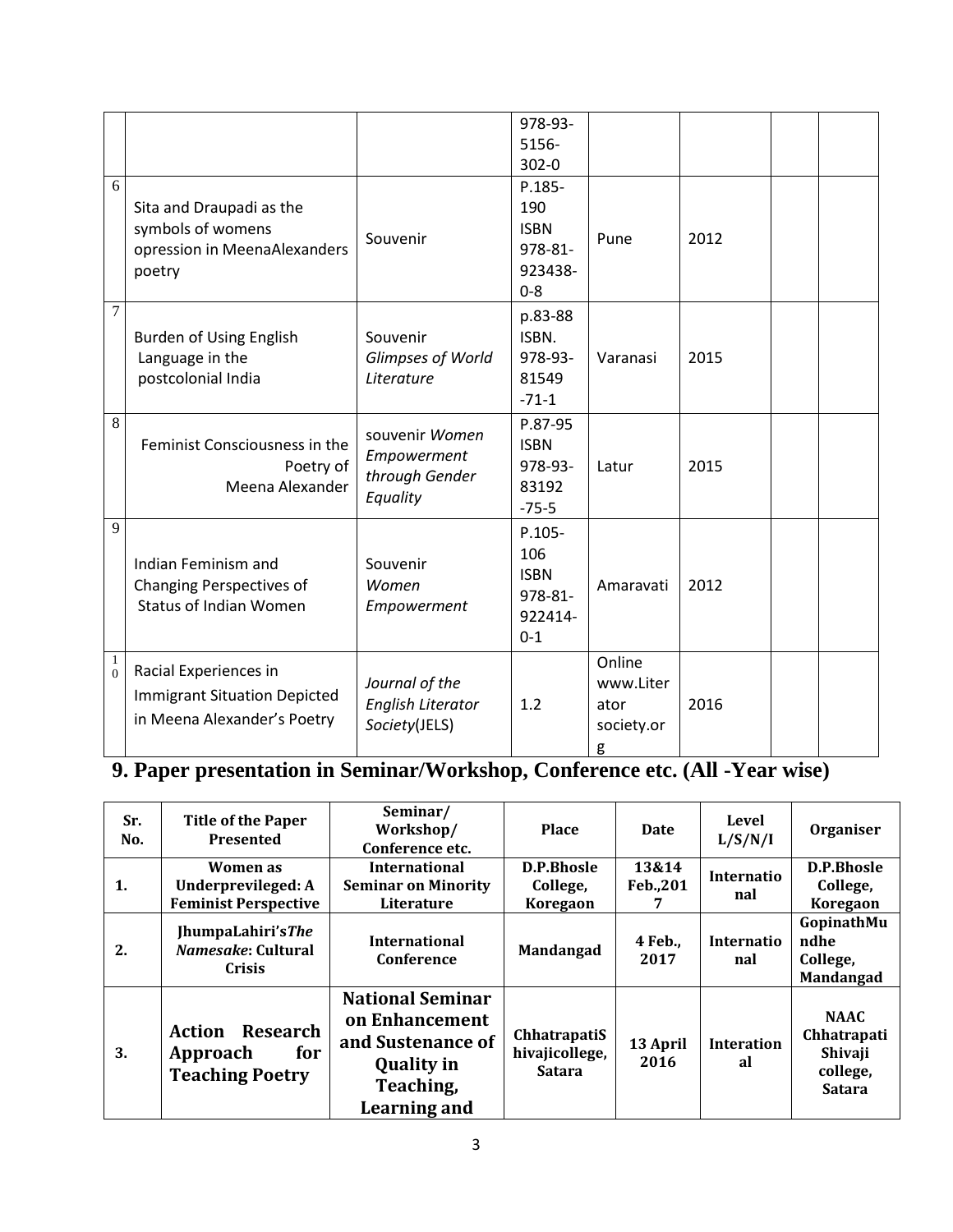|  |  |  | 978-93-5156-302-0 |  |  |  |  |
|---|---|---|---|---|---|---|---|
| 6 | Sita and Draupadi as the symbols of womens opression in MeenaAlexanders poetry | Souvenir | P.185-190 ISBN 978-81-923438-0-8 | Pune | 2012 |  |  |
| 7 | Burden of Using English Language in the postcolonial India | Souvenir *Glimpses of World Literature* | p.83-88 ISBN. 978-93-81549-71-1 | Varanasi | 2015 |  |  |
| 8 | Feminist Consciousness in the Poetry of Meena Alexander | souvenir *Women Empowerment through Gender Equality* | P.87-95 ISBN 978-93-83192-75-5 | Latur | 2015 |  |  |
| 9 | Indian Feminism and Changing Perspectives of Status of Indian Women | Souvenir *Women Empowerment* | P.105-106 ISBN 978-81-922414-0-1 | Amaravati | 2012 |  |  |
| 10 | Racial Experiences in Immigrant Situation Depicted in Meena Alexander's Poetry | *Journal of the English Literator Society*(JELS) | 1.2 | Online www.Literator society.org | 2016 |  |  |

## 9. Paper presentation in Seminar/Workshop, Conference etc. (All -Year wise)

| Sr. No. | Title of the Paper Presented | Seminar/ Workshop/ Conference etc. | Place | Date | Level L/S/N/I | Organiser |
|---|---|---|---|---|---|---|
| 1. | Women as Underprevileged: A Feminist Perspective | International Seminar on Minority Literature | D.P.Bhosle College, Koregaon | 13&14 Feb.,2017 | International | D.P.Bhosle College, Koregaon |
| 2. | JhumpaLahiri's*The Namesake*: Cultural Crisis | International Conference | Mandangad | 4 Feb., 2017 | International | GopinathMundhe College, Mandangad |
| 3. | Action Research Approach for Teaching Poetry | National Seminar on Enhancement and Sustenance of Quality in Teaching, Learning and | ChhatrapatiShivajicollege, Satara | 13 April 2016 | Interational | NAAC Chhatrapati Shivaji college, Satara |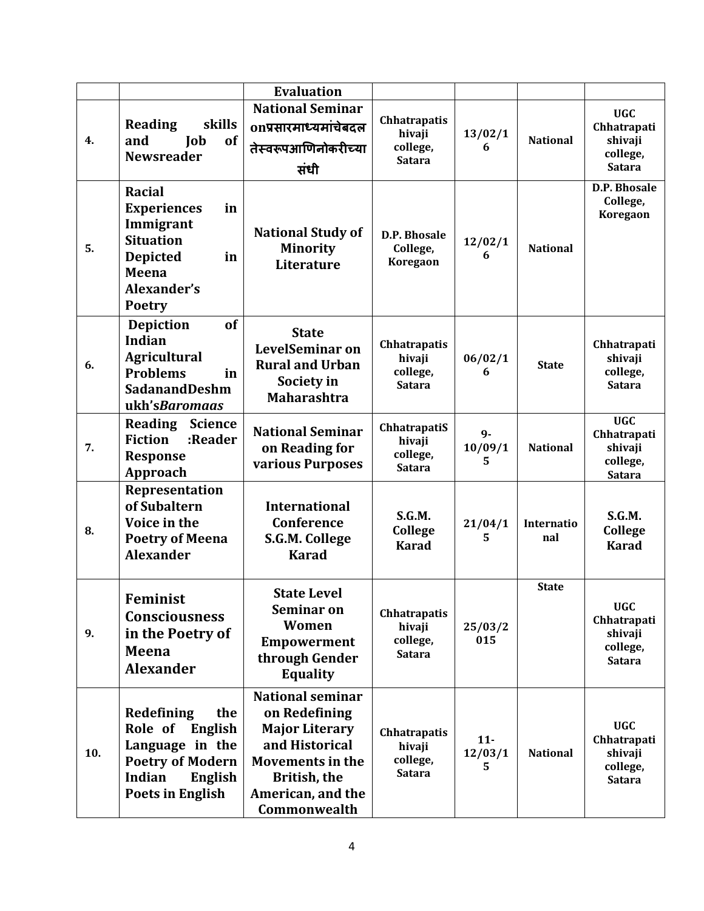| | | Evaluation | | | | |
|---|---|---|---|---|---|---|
| 4. | Reading skills and Job of Newsreader | National Seminar onप्रसारमाध्यमांचेबदल तेस्वरूपआणिनोकरीच्या संधी | Chhatrapatis hivaji college, Satara | 13/02/16 | National | UGC Chhatrapati shivaji college, Satara |
| 5. | Racial Experiences in Immigrant Situation Depicted in Meena Alexander's Poetry | National Study of Minority Literature | D.P. Bhosale College, Koregaon | 12/02/16 | National | D.P. Bhosale College, Koregaon |
| 6. | Depiction of Indian Agricultural Problems in SadanandDeshmukh's*Baromaas* | State LevelSeminar on Rural and Urban Society in Maharashtra | Chhatrapatis hivaji college, Satara | 06/02/16 | State | Chhatrapati shivaji college, Satara |
| 7. | Reading Science Fiction :Reader Response Approach | National Seminar on Reading for various Purposes | ChhatrapatiS hivaji college, Satara | 9-10/09/15 | National | UGC Chhatrapati shivaji college, Satara |
| 8. | Representation of Subaltern Voice in the Poetry of Meena Alexander | International Conference S.G.M. College Karad | S.G.M. College Karad | 21/04/15 | International | S.G.M. College Karad |
| 9. | Feminist Consciousness in the Poetry of Meena Alexander | State Level Seminar on Women Empowerment through Gender Equality | Chhatrapatis hivaji college, Satara | 25/03/2015 | State | UGC Chhatrapati shivaji college, Satara |
| 10. | Redefining the Role of English Language in the Poetry of Modern Indian English Poets in English | National seminar on Redefining Major Literary and Historical Movements in the British, the American, and the Commonwealth | Chhatrapatis hivaji college, Satara | 11-12/03/15 | National | UGC Chhatrapati shivaji college, Satara |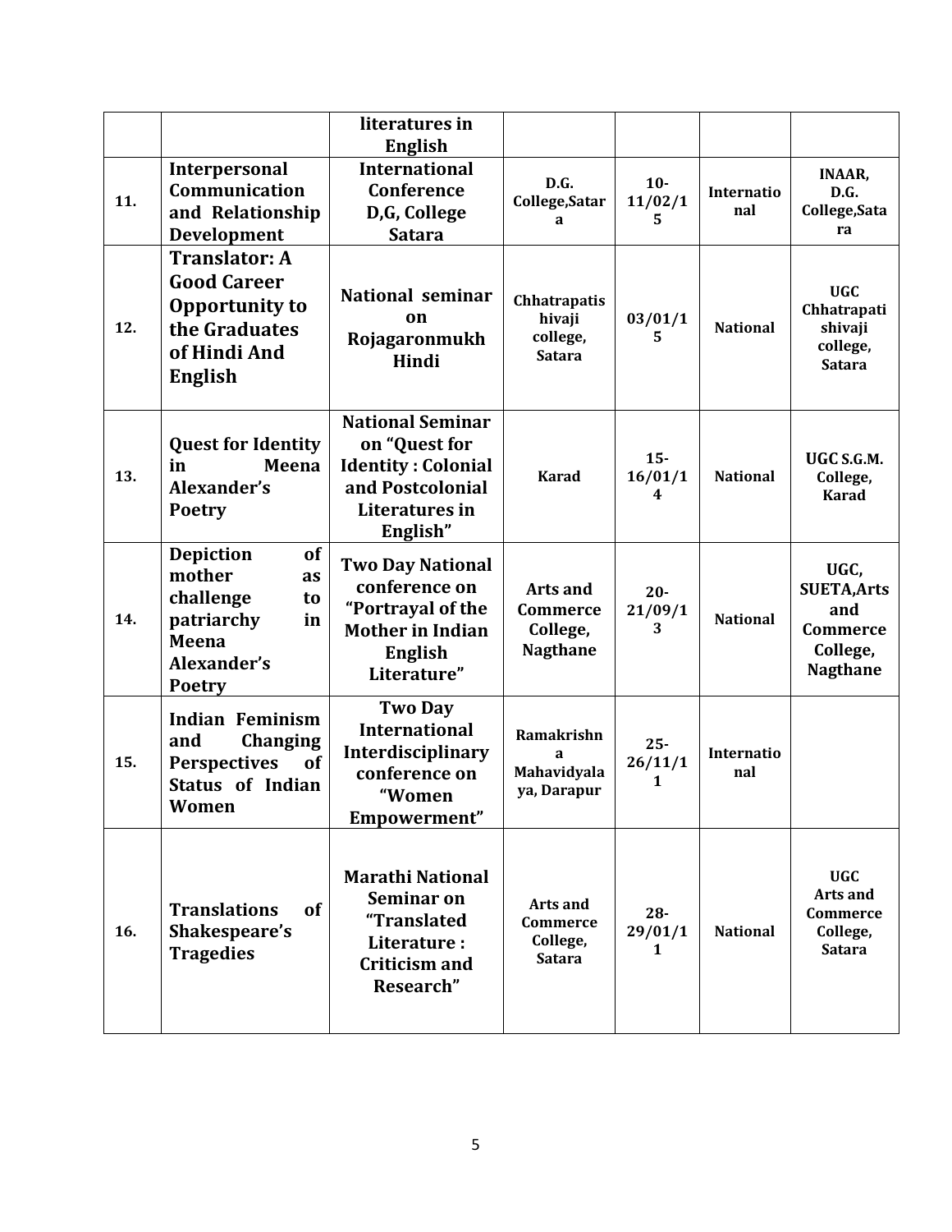|  |  | literatures in English |  |  |  |  |
|---|---|---|---|---|---|---|
| 11. | Interpersonal Communication and Relationship Development | International Conference D,G, College Satara | D.G. College,Satara | 10-11/02/15 | International | INAAR, D.G. College,Satara |
| 12. | Translator: A Good Career Opportunity to the Graduates of Hindi And English | National seminar on Rojagaronmukh Hindi | Chhatrapatishivaji college, Satara | 03/01/15 | National | UGC Chhatrapatishivaji college, Satara |
| 13. | Quest for Identity in Meena Alexander's Poetry | National Seminar on "Quest for Identity : Colonial and Postcolonial Literatures in English" | Karad | 15-16/01/14 | National | UGC S.G.M. College, Karad |
| 14. | Depiction of mother as challenge to patriarchy in Meena Alexander's Poetry | Two Day National conference on "Portrayal of the Mother in Indian English Literature" | Arts and Commerce College, Nagthane | 20-21/09/13 | National | UGC, SUETA,Arts and Commerce College, Nagthane |
| 15. | Indian Feminism and Changing Perspectives of Status of Indian Women | Two Day International Interdisciplinary conference on "Women Empowerment" | Ramakrishna Mahavidyalaya, Darapur | 25-26/11/11 | International |  |
| 16. | Translations of Shakespeare's Tragedies | Marathi National Seminar on "Translated Literature : Criticism and Research" | Arts and Commerce College, Satara | 28-29/01/11 | National | UGC Arts and Commerce College, Satara |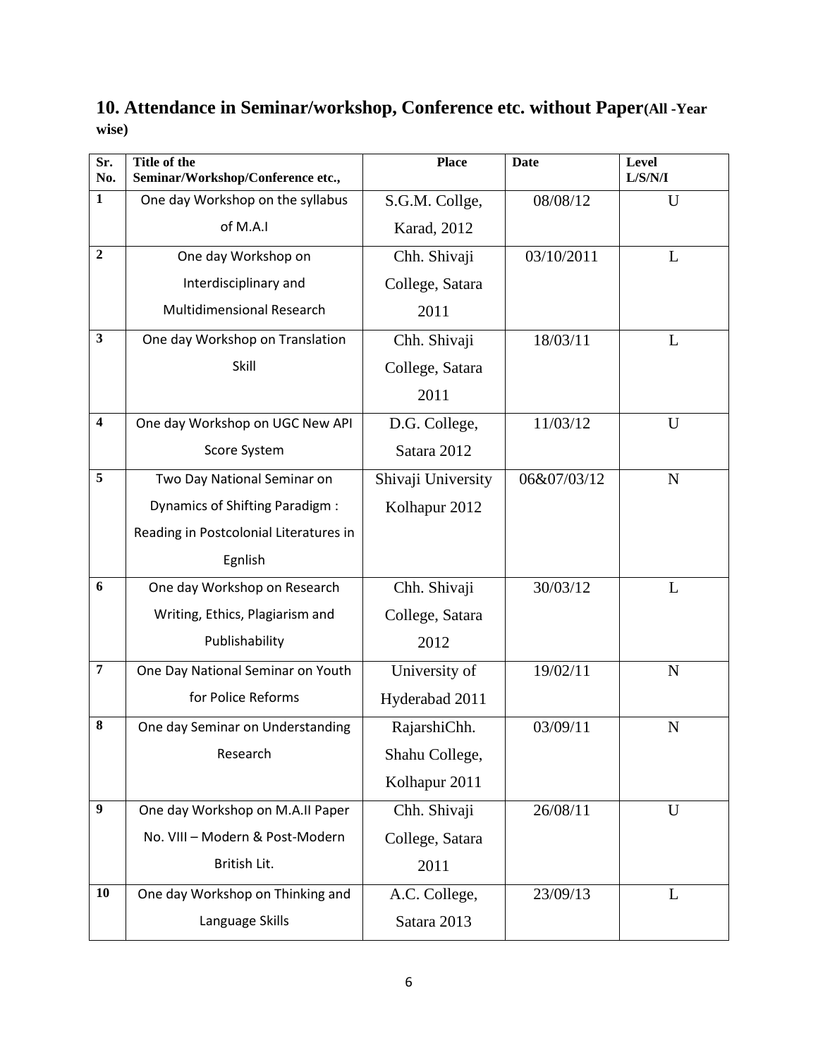## 10. Attendance in Seminar/workshop, Conference etc. without Paper(All -Year wise)

| Sr. No. | Title of the Seminar/Workshop/Conference etc., | Place | Date | Level L/S/N/I |
|---|---|---|---|---|
| 1 | One day Workshop on the syllabus of M.A.I | S.G.M. Collge, Karad, 2012 | 08/08/12 | U |
| 2 | One day Workshop on Interdisciplinary and Multidimensional Research | Chh. Shivaji College, Satara 2011 | 03/10/2011 | L |
| 3 | One day Workshop on Translation Skill | Chh. Shivaji College, Satara 2011 | 18/03/11 | L |
| 4 | One day Workshop on UGC New API Score System | D.G. College, Satara 2012 | 11/03/12 | U |
| 5 | Two Day National Seminar on Dynamics of Shifting Paradigm : Reading in Postcolonial Literatures in Egnlish | Shivaji University Kolhapur 2012 | 06&07/03/12 | N |
| 6 | One day Workshop on Research Writing, Ethics, Plagiarism and Publishability | Chh. Shivaji College, Satara 2012 | 30/03/12 | L |
| 7 | One Day National Seminar on Youth for Police Reforms | University of Hyderabad 2011 | 19/02/11 | N |
| 8 | One day Seminar on Understanding Research | RajarshiChh. Shahu College, Kolhapur 2011 | 03/09/11 | N |
| 9 | One day Workshop on M.A.II Paper No. VIII – Modern & Post-Modern British Lit. | Chh. Shivaji College, Satara 2011 | 26/08/11 | U |
| 10 | One day Workshop on Thinking and Language Skills | A.C. College, Satara 2013 | 23/09/13 | L |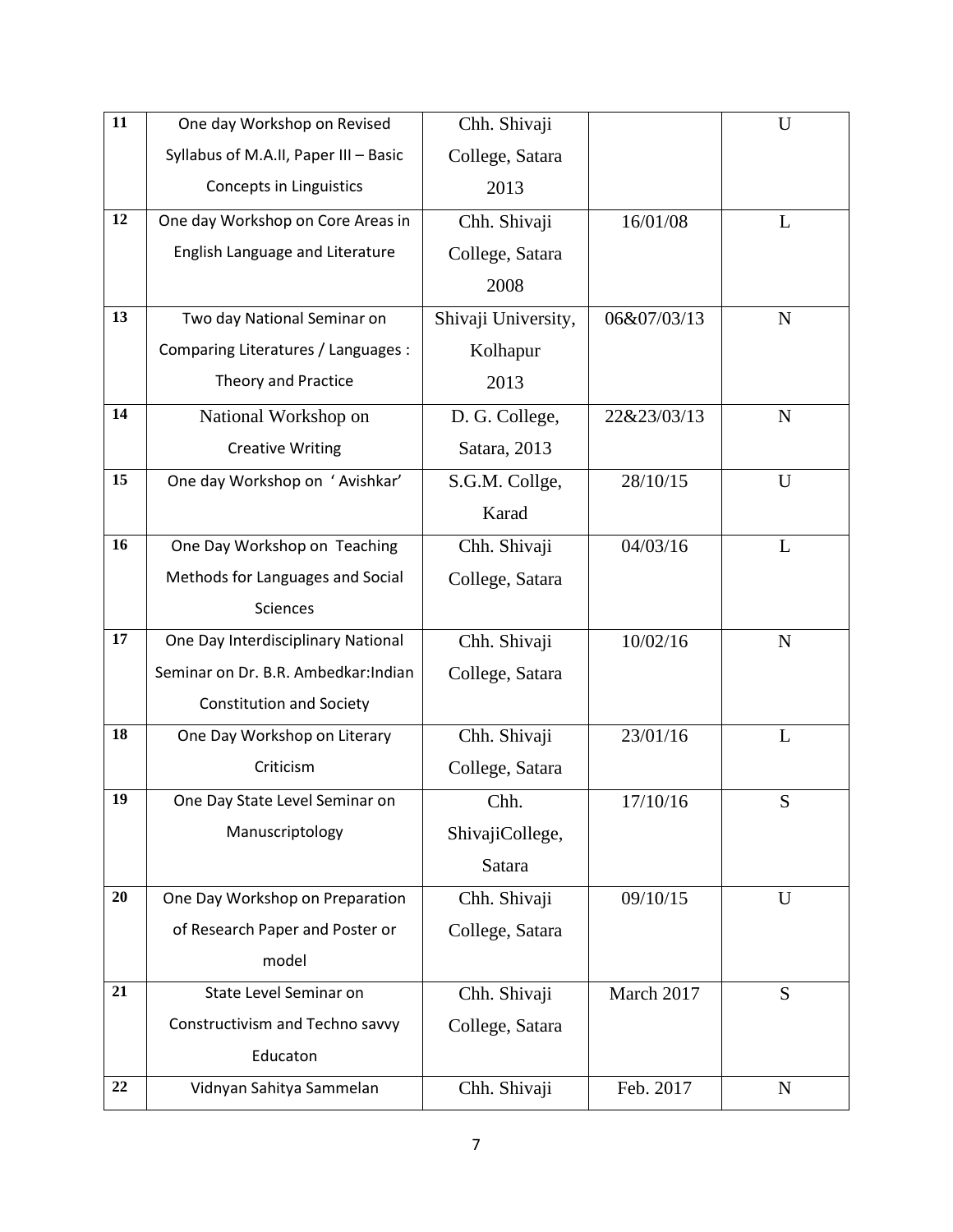| 11 | One day Workshop on Revised Syllabus of M.A.II, Paper III – Basic Concepts in Linguistics | Chh. Shivaji College, Satara 2013 | | U |
|---|---|---|---|---|
| 12 | One day Workshop on Core Areas in English Language and Literature | Chh. Shivaji College, Satara 2008 | 16/01/08 | L |
| 13 | Two day National Seminar on Comparing Literatures / Languages : Theory and Practice | Shivaji University, Kolhapur 2013 | 06&07/03/13 | N |
| 14 | National Workshop on Creative Writing | D. G. College, Satara, 2013 | 22&23/03/13 | N |
| 15 | One day Workshop on ' Avishkar' | S.G.M. Collge, Karad | 28/10/15 | U |
| 16 | One Day Workshop on Teaching Methods for Languages and Social Sciences | Chh. Shivaji College, Satara | 04/03/16 | L |
| 17 | One Day Interdisciplinary National Seminar on Dr. B.R. Ambedkar:Indian Constitution and Society | Chh. Shivaji College, Satara | 10/02/16 | N |
| 18 | One Day Workshop on Literary Criticism | Chh. Shivaji College, Satara | 23/01/16 | L |
| 19 | One Day State Level Seminar on Manuscriptology | Chh. ShivajiCollege, Satara | 17/10/16 | S |
| 20 | One Day Workshop on Preparation of Research Paper and Poster or model | Chh. Shivaji College, Satara | 09/10/15 | U |
| 21 | State Level Seminar on Constructivism and Techno savvy Educaton | Chh. Shivaji College, Satara | March 2017 | S |
| 22 | Vidnyan Sahitya Sammelan | Chh. Shivaji | Feb. 2017 | N |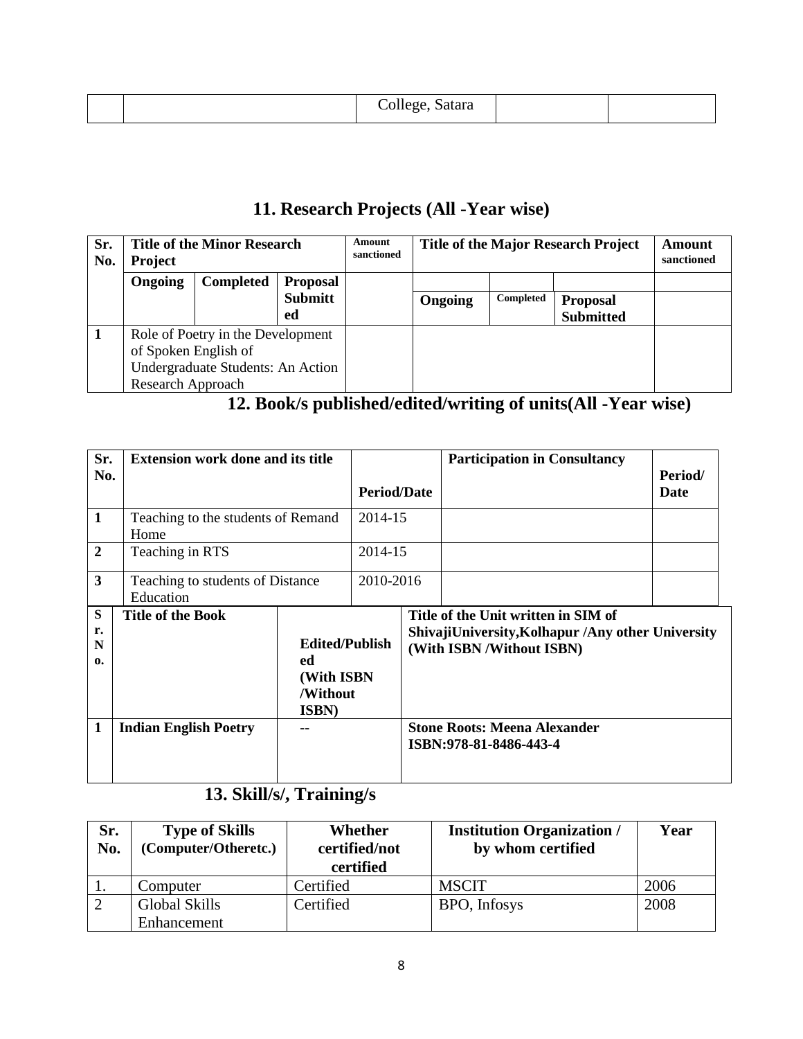| | | College, Satara | | |
|---|---|---|---|---|

## 11. Research Projects (All -Year wise)

| Sr. No. | Title of the Minor Research Project | | | Amount sanctioned | Title of the Major Research Project | | | Amount sanctioned |
|---|---|---|---|---|---|---|---|---|
| | Ongoing | Completed | Proposal Submitted | | Ongoing | Completed | Proposal Submitted | |
| 1 | Role of Poetry in the Development of Spoken English of Undergraduate Students: An Action Research Approach | | | | | | | |

## 12. Book/s published/edited/writing of units(All -Year wise)

| Sr. No. | Extension work done and its title | Period/Date | Participation in Consultancy | Period/ Date |
|---|---|---|---|---|
| 1 | Teaching to the students of Remand Home | 2014-15 | | |
| 2 | Teaching in RTS | 2014-15 | | |
| 3 | Teaching to students of Distance Education | 2010-2016 | | |

| Sr. No. | Title of the Book | Edited/Published (With ISBN /Without ISBN) | Title of the Unit written in SIM of ShivajiUniversity,Kolhapur /Any other University (With ISBN /Without ISBN) |
|---|---|---|---|
| 1 | **Indian English Poetry** | -- | **Stone Roots: Meena Alexander ISBN:978-81-8486-443-4** |

## 13. Skill/s/, Training/s

| Sr. No. | Type of Skills (Computer/Otheretc.) | Whether certified/not certified | Institution Organization / by whom certified | Year |
|---|---|---|---|---|
| 1. | Computer | Certified | MSCIT | 2006 |
| 2 | Global Skills Enhancement | Certified | BPO, Infosys | 2008 |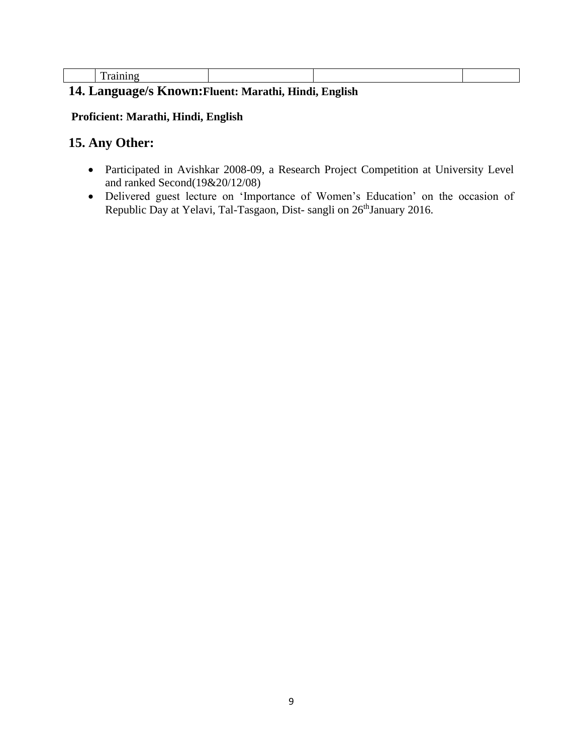| | | | | |
|---|---|---|---|---|
| | Training | | | |

## 14. Language/s Known: **Fluent: Marathi, Hindi, English**

**Proficient: Marathi, Hindi, English**

## 15. Any Other:

- Participated in Avishkar 2008-09, a Research Project Competition at University Level and ranked Second(19&20/12/08)
- Delivered guest lecture on 'Importance of Women's Education' on the occasion of Republic Day at Yelavi, Tal-Tasgaon, Dist- sangli on 26th January 2016.